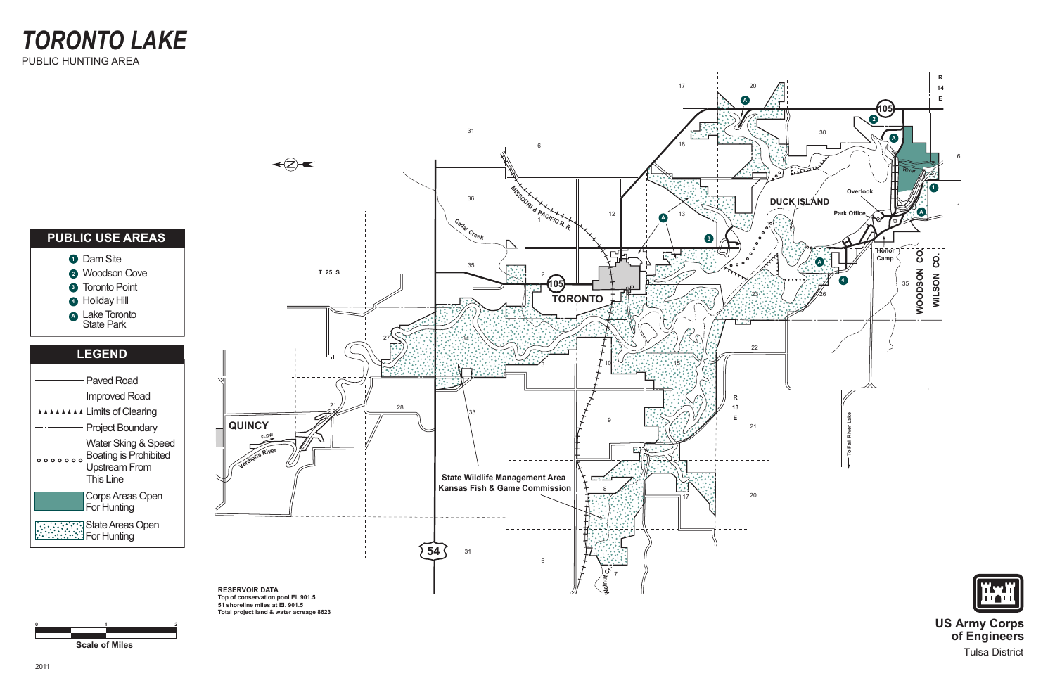# TORONTO LAKE

PUBLIC HUNTING AREA

## PUBLIC USE AREAS

1. Dam Site
2. Woodson Cove
3. Toronto Point
4. Holiday Hill

A. Lake Toronto State Park

## LEGEND

- Paved Road
- Improved Road
- Limits of Clearing
- Project Boundary
- Water Sking & Speed Boating is Prohibited Upstream From This Line
- Corps Areas Open For Hunting
- State Areas Open For Hunting

Scale of Miles: 0, 1, 2

TORONTO

QUINCY

DUCK ISLAND

Overlook

Park Office

Honor Camp

WOODSON CO.

WILSON CO.

State Wildlife Management Area
Kansas Fish & Game Commission

MISSOURI & PACIFIC R. R.

Cedar Creek

Verdigris River

FLOW

River

Walnut Cr.

To Fall River Lake

T 25 S

R 13 E

R 14 E

105

54

**RESERVOIR DATA**

**Top of conservation pool El. 901.5**

**51 shoreline miles at El. 901.5**

**Total project land & water acreage 8623**

**US Army Corps of Engineers**

Tulsa District

2011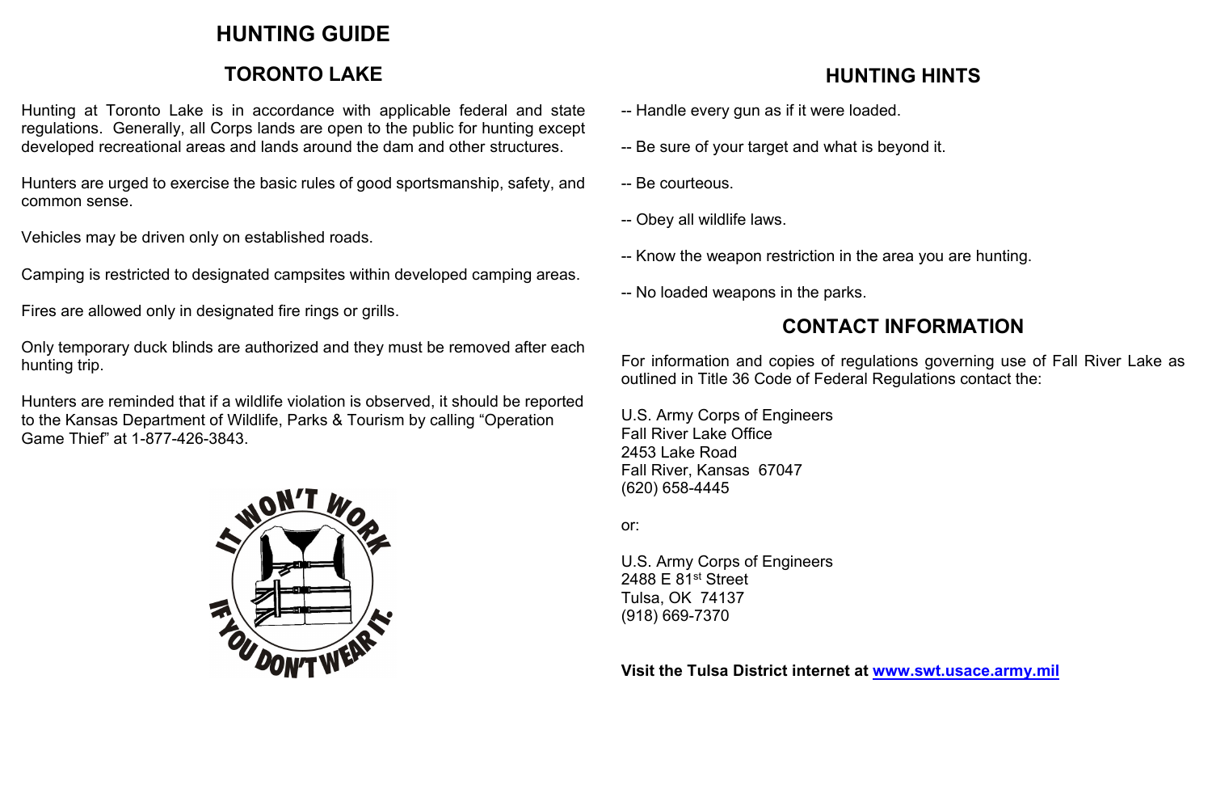# HUNTING GUIDE

## TORONTO LAKE

Hunting at Toronto Lake is in accordance with applicable federal and state regulations. Generally, all Corps lands are open to the public for hunting except developed recreational areas and lands around the dam and other structures.

Hunters are urged to exercise the basic rules of good sportsmanship, safety, and common sense.

Vehicles may be driven only on established roads.

Camping is restricted to designated campsites within developed camping areas.

Fires are allowed only in designated fire rings or grills.

Only temporary duck blinds are authorized and they must be removed after each hunting trip.

Hunters are reminded that if a wildlife violation is observed, it should be reported to the Kansas Department of Wildlife, Parks & Tourism by calling "Operation Game Thief" at 1-877-426-3843.

IT WON'T WORK IF YOU DON'T WEAR IT.

## HUNTING HINTS

-- Handle every gun as if it were loaded.

-- Be sure of your target and what is beyond it.

-- Be courteous.

-- Obey all wildlife laws.

-- Know the weapon restriction in the area you are hunting.

-- No loaded weapons in the parks.

## CONTACT INFORMATION

For information and copies of regulations governing use of Fall River Lake as outlined in Title 36 Code of Federal Regulations contact the:

U.S. Army Corps of Engineers
Fall River Lake Office
2453 Lake Road
Fall River, Kansas 67047
(620) 658-4445

or:

U.S. Army Corps of Engineers
2488 E 81st Street
Tulsa, OK 74137
(918) 669-7370

**Visit the Tulsa District internet at [www.swt.usace.army.mil](http://www.swt.usace.army.mil)**